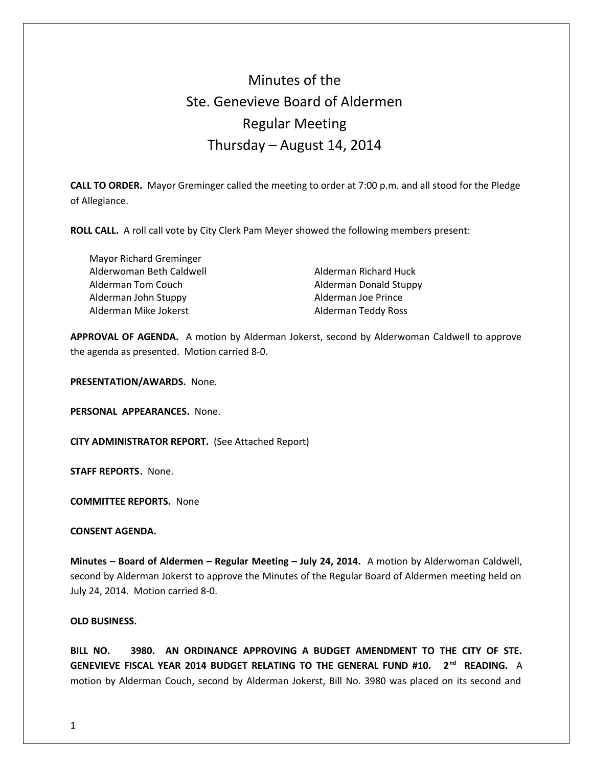# Minutes of the
# Ste. Genevieve Board of Aldermen
# Regular Meeting
# Thursday – August 14, 2014

**CALL TO ORDER.** Mayor Greminger called the meeting to order at 7:00 p.m. and all stood for the Pledge of Allegiance.

**ROLL CALL.** A roll call vote by City Clerk Pam Meyer showed the following members present:

Mayor Richard Greminger
Alderwoman Beth Caldwell
Alderman Tom Couch
Alderman John Stuppy
Alderman Mike Jokerst
Alderman Richard Huck
Alderman Donald Stuppy
Alderman Joe Prince
Alderman Teddy Ross

**APPROVAL OF AGENDA.** A motion by Alderman Jokerst, second by Alderwoman Caldwell to approve the agenda as presented. Motion carried 8-0.

**PRESENTATION/AWARDS.** None.

**PERSONAL APPEARANCES.** None.

**CITY ADMINISTRATOR REPORT.** (See Attached Report)

**STAFF REPORTS.** None.

**COMMITTEE REPORTS.** None

**CONSENT AGENDA.**

**Minutes – Board of Aldermen – Regular Meeting – July 24, 2014.** A motion by Alderwoman Caldwell, second by Alderman Jokerst to approve the Minutes of the Regular Board of Aldermen meeting held on July 24, 2014. Motion carried 8-0.

**OLD BUSINESS.**

**BILL NO. 3980. AN ORDINANCE APPROVING A BUDGET AMENDMENT TO THE CITY OF STE. GENEVIEVE FISCAL YEAR 2014 BUDGET RELATING TO THE GENERAL FUND #10. 2nd READING.** A motion by Alderman Couch, second by Alderman Jokerst, Bill No. 3980 was placed on its second and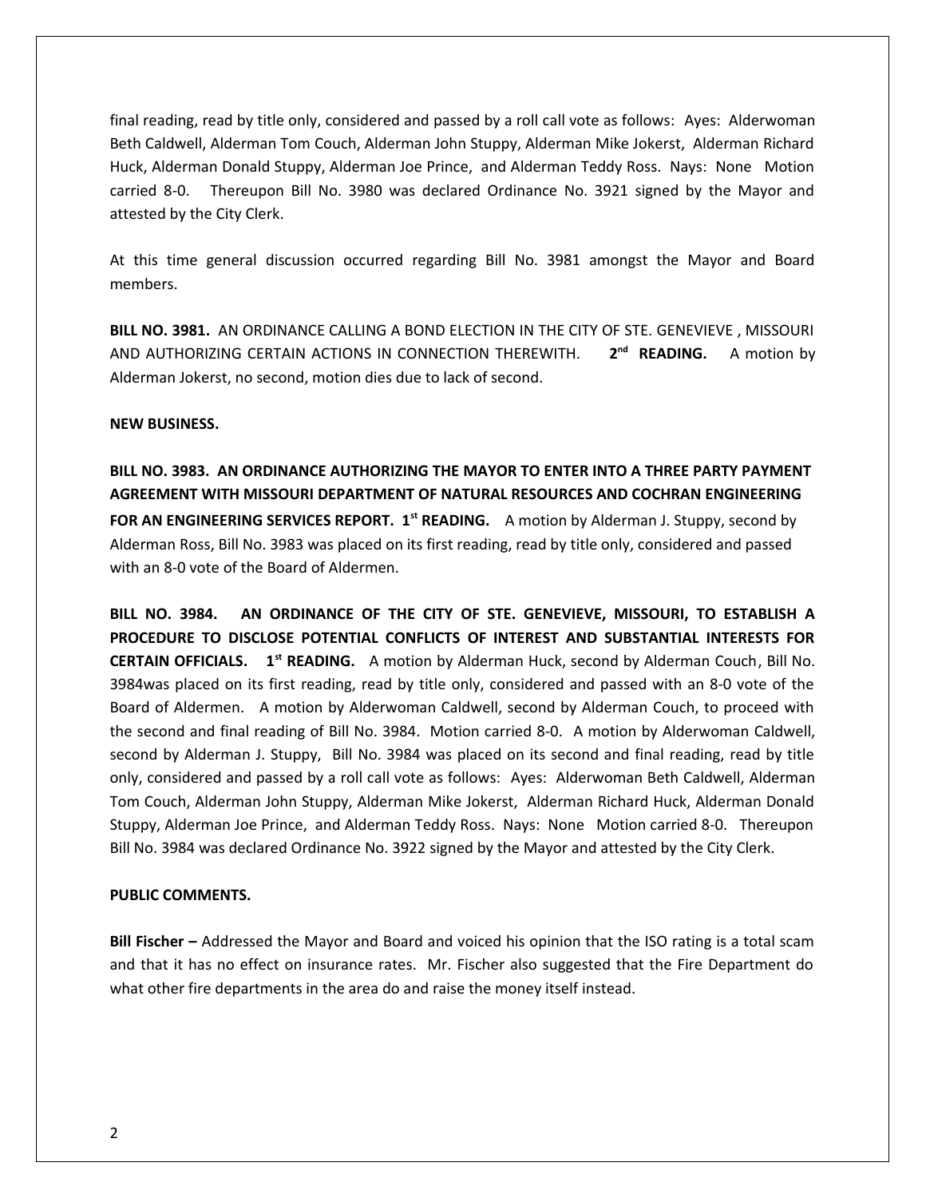final reading, read by title only, considered and passed by a roll call vote as follows: Ayes: Alderwoman Beth Caldwell, Alderman Tom Couch, Alderman John Stuppy, Alderman Mike Jokerst, Alderman Richard Huck, Alderman Donald Stuppy, Alderman Joe Prince, and Alderman Teddy Ross. Nays: None Motion carried 8-0. Thereupon Bill No. 3980 was declared Ordinance No. 3921 signed by the Mayor and attested by the City Clerk.

At this time general discussion occurred regarding Bill No. 3981 amongst the Mayor and Board members.

**BILL NO. 3981.** AN ORDINANCE CALLING A BOND ELECTION IN THE CITY OF STE. GENEVIEVE , MISSOURI AND AUTHORIZING CERTAIN ACTIONS IN CONNECTION THEREWITH. **2nd READING.** A motion by Alderman Jokerst, no second, motion dies due to lack of second.

**NEW BUSINESS.**

**BILL NO. 3983. AN ORDINANCE AUTHORIZING THE MAYOR TO ENTER INTO A THREE PARTY PAYMENT AGREEMENT WITH MISSOURI DEPARTMENT OF NATURAL RESOURCES AND COCHRAN ENGINEERING FOR AN ENGINEERING SERVICES REPORT. 1st READING.** A motion by Alderman J. Stuppy, second by Alderman Ross, Bill No. 3983 was placed on its first reading, read by title only, considered and passed with an 8-0 vote of the Board of Aldermen.

**BILL NO. 3984. AN ORDINANCE OF THE CITY OF STE. GENEVIEVE, MISSOURI, TO ESTABLISH A PROCEDURE TO DISCLOSE POTENTIAL CONFLICTS OF INTEREST AND SUBSTANTIAL INTERESTS FOR CERTAIN OFFICIALS. 1st READING.** A motion by Alderman Huck, second by Alderman Couch, Bill No. 3984was placed on its first reading, read by title only, considered and passed with an 8-0 vote of the Board of Aldermen. A motion by Alderwoman Caldwell, second by Alderman Couch, to proceed with the second and final reading of Bill No. 3984. Motion carried 8-0. A motion by Alderwoman Caldwell, second by Alderman J. Stuppy, Bill No. 3984 was placed on its second and final reading, read by title only, considered and passed by a roll call vote as follows: Ayes: Alderwoman Beth Caldwell, Alderman Tom Couch, Alderman John Stuppy, Alderman Mike Jokerst, Alderman Richard Huck, Alderman Donald Stuppy, Alderman Joe Prince, and Alderman Teddy Ross. Nays: None Motion carried 8-0. Thereupon Bill No. 3984 was declared Ordinance No. 3922 signed by the Mayor and attested by the City Clerk.

**PUBLIC COMMENTS.**

**Bill Fischer –** Addressed the Mayor and Board and voiced his opinion that the ISO rating is a total scam and that it has no effect on insurance rates. Mr. Fischer also suggested that the Fire Department do what other fire departments in the area do and raise the money itself instead.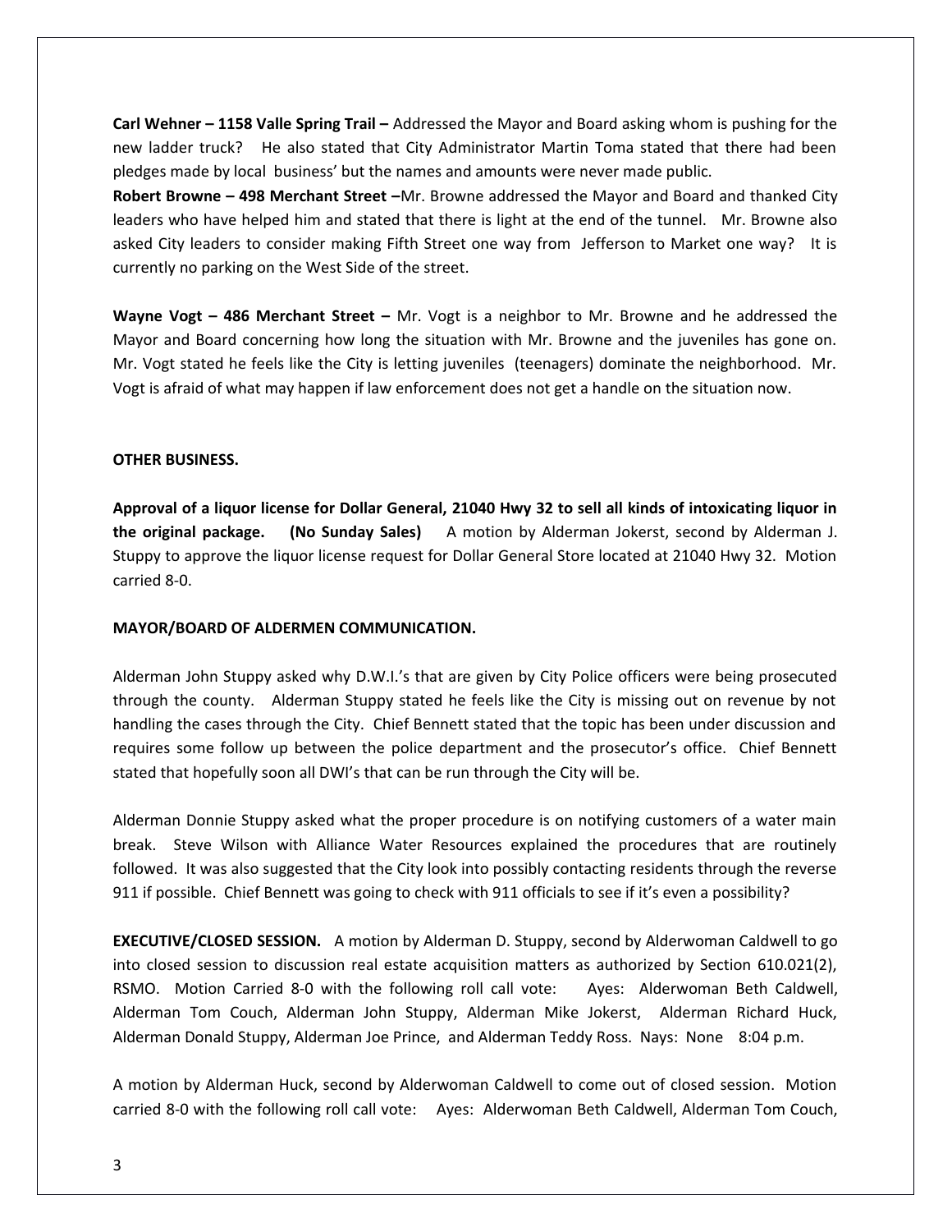**Carl Wehner – 1158 Valle Spring Trail –** Addressed the Mayor and Board asking whom is pushing for the new ladder truck? He also stated that City Administrator Martin Toma stated that there had been pledges made by local business' but the names and amounts were never made public.

**Robert Browne – 498 Merchant Street –**Mr. Browne addressed the Mayor and Board and thanked City leaders who have helped him and stated that there is light at the end of the tunnel. Mr. Browne also asked City leaders to consider making Fifth Street one way from Jefferson to Market one way? It is currently no parking on the West Side of the street.

**Wayne Vogt – 486 Merchant Street –** Mr. Vogt is a neighbor to Mr. Browne and he addressed the Mayor and Board concerning how long the situation with Mr. Browne and the juveniles has gone on. Mr. Vogt stated he feels like the City is letting juveniles (teenagers) dominate the neighborhood. Mr. Vogt is afraid of what may happen if law enforcement does not get a handle on the situation now.

**OTHER BUSINESS.**

**Approval of a liquor license for Dollar General, 21040 Hwy 32 to sell all kinds of intoxicating liquor in the original package. (No Sunday Sales)** A motion by Alderman Jokerst, second by Alderman J. Stuppy to approve the liquor license request for Dollar General Store located at 21040 Hwy 32. Motion carried 8-0.

**MAYOR/BOARD OF ALDERMEN COMMUNICATION.**

Alderman John Stuppy asked why D.W.I.'s that are given by City Police officers were being prosecuted through the county. Alderman Stuppy stated he feels like the City is missing out on revenue by not handling the cases through the City. Chief Bennett stated that the topic has been under discussion and requires some follow up between the police department and the prosecutor's office. Chief Bennett stated that hopefully soon all DWI's that can be run through the City will be.

Alderman Donnie Stuppy asked what the proper procedure is on notifying customers of a water main break. Steve Wilson with Alliance Water Resources explained the procedures that are routinely followed. It was also suggested that the City look into possibly contacting residents through the reverse 911 if possible. Chief Bennett was going to check with 911 officials to see if it's even a possibility?

**EXECUTIVE/CLOSED SESSION.** A motion by Alderman D. Stuppy, second by Alderwoman Caldwell to go into closed session to discussion real estate acquisition matters as authorized by Section 610.021(2), RSMO. Motion Carried 8-0 with the following roll call vote: Ayes: Alderwoman Beth Caldwell, Alderman Tom Couch, Alderman John Stuppy, Alderman Mike Jokerst, Alderman Richard Huck, Alderman Donald Stuppy, Alderman Joe Prince, and Alderman Teddy Ross. Nays: None 8:04 p.m.

A motion by Alderman Huck, second by Alderwoman Caldwell to come out of closed session. Motion carried 8-0 with the following roll call vote: Ayes: Alderwoman Beth Caldwell, Alderman Tom Couch,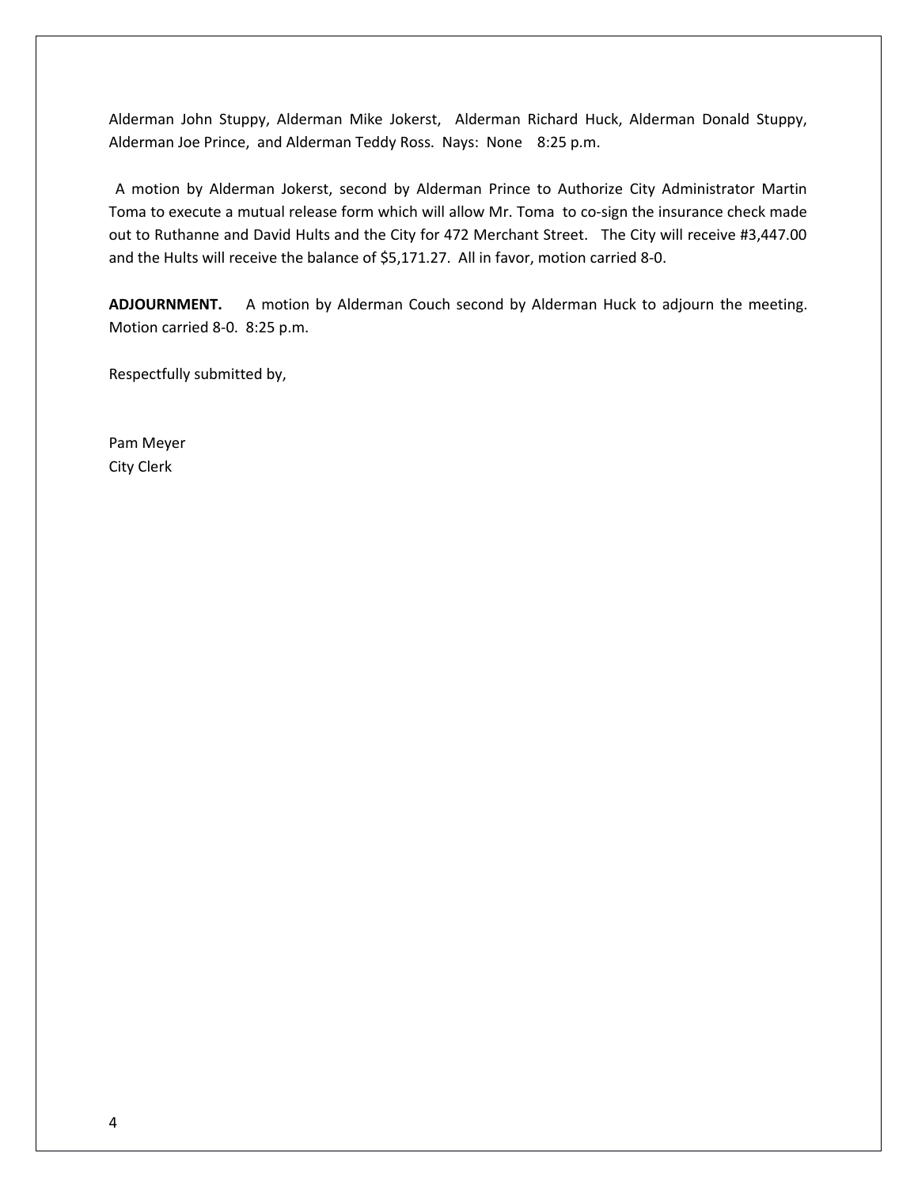Alderman John Stuppy, Alderman Mike Jokerst, Alderman Richard Huck, Alderman Donald Stuppy, Alderman Joe Prince, and Alderman Teddy Ross. Nays: None 8:25 p.m.

A motion by Alderman Jokerst, second by Alderman Prince to Authorize City Administrator Martin Toma to execute a mutual release form which will allow Mr. Toma to co-sign the insurance check made out to Ruthanne and David Hults and the City for 472 Merchant Street. The City will receive #3,447.00 and the Hults will receive the balance of $5,171.27. All in favor, motion carried 8-0.

**ADJOURNMENT.** A motion by Alderman Couch second by Alderman Huck to adjourn the meeting. Motion carried 8-0. 8:25 p.m.

Respectfully submitted by,

Pam Meyer
City Clerk